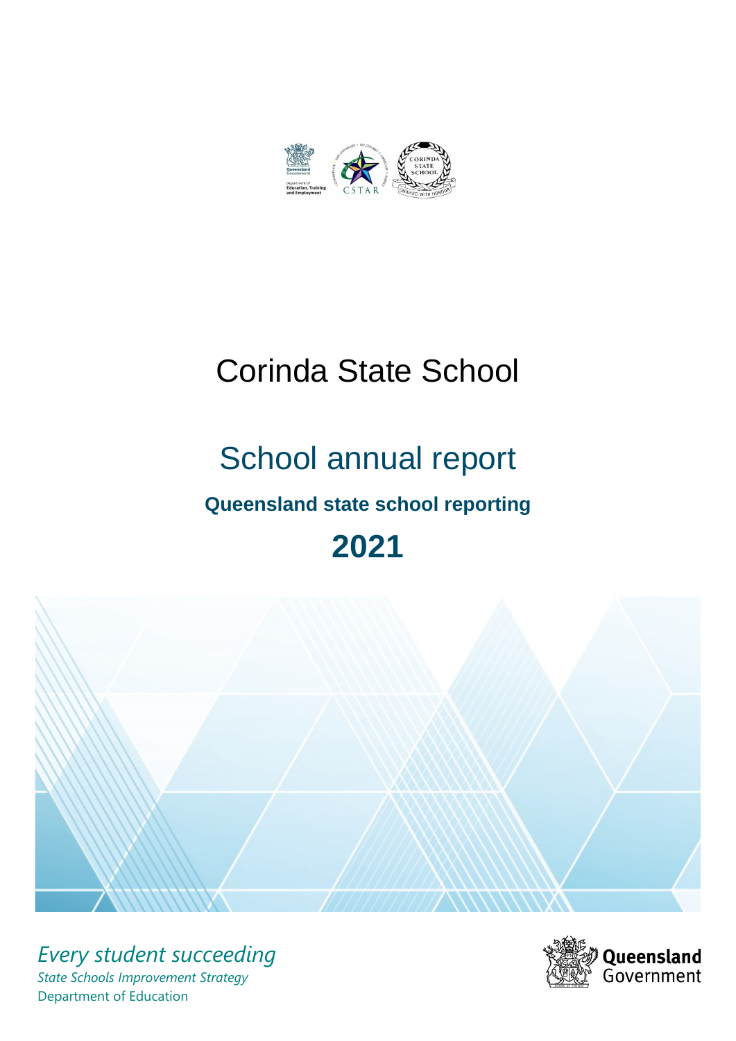# Corinda State School

## School annual report

### Queensland state school reporting

## 2021

*Every student succeeding*

*State Schools Improvement Strategy*

Department of Education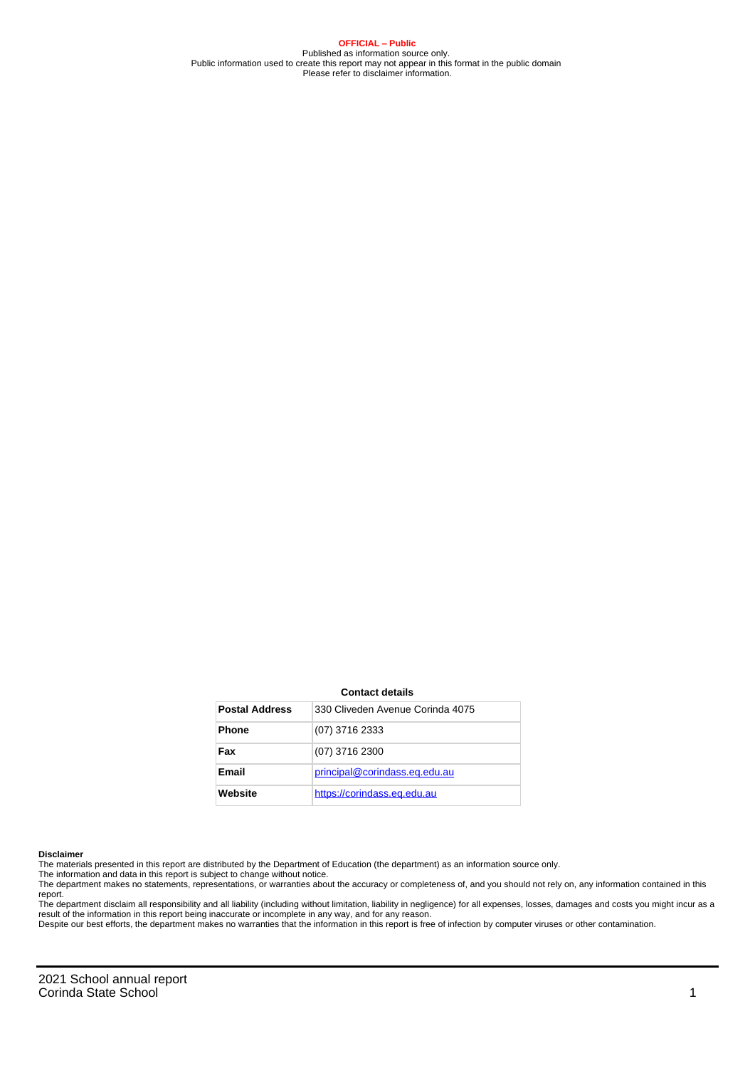**OFFICIAL – Public**
Published as information source only.
Public information used to create this report may not appear in this format in the public domain
Please refer to disclaimer information.

**Contact details**

| Postal Address | 330 Cliveden Avenue Corinda 4075 |
|---|---|
| Phone | (07) 3716 2333 |
| Fax | (07) 3716 2300 |
| Email | principal@corindass.eq.edu.au |
| Website | https://corindass.eq.edu.au |

**Disclaimer**

The materials presented in this report are distributed by the Department of Education (the department) as an information source only.

The information and data in this report is subject to change without notice.

The department makes no statements, representations, or warranties about the accuracy or completeness of, and you should not rely on, any information contained in this report.

The department disclaim all responsibility and all liability (including without limitation, liability in negligence) for all expenses, losses, damages and costs you might incur as a result of the information in this report being inaccurate or incomplete in any way, and for any reason.

Despite our best efforts, the department makes no warranties that the information in this report is free of infection by computer viruses or other contamination.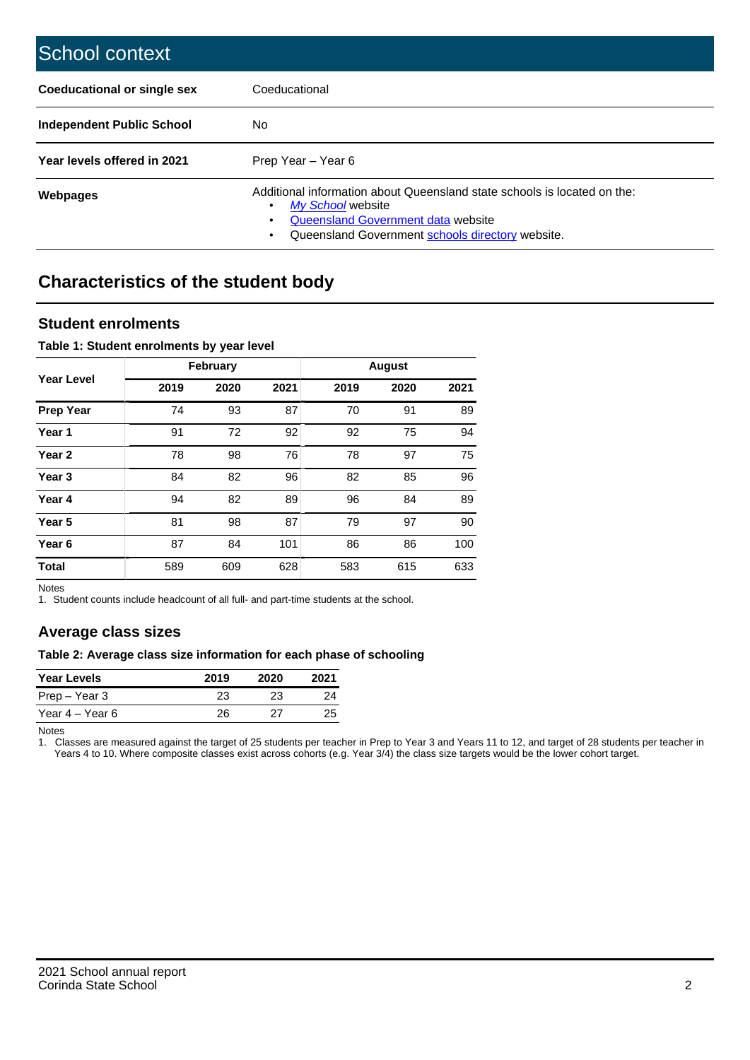# School context

| | |
|---|---|
| **Coeducational or single sex** | Coeducational |
| **Independent Public School** | No |
| **Year levels offered in 2021** | Prep Year – Year 6 |
| **Webpages** | Additional information about Queensland state schools is located on the: • *My School* website • Queensland Government data website • Queensland Government schools directory website. |

## Characteristics of the student body

### Student enrolments

**Table 1: Student enrolments by year level**

| Year Level | February | | | August | | |
|---|---|---|---|---|---|---|
| | 2019 | 2020 | 2021 | 2019 | 2020 | 2021 |
| **Prep Year** | 74 | 93 | 87 | 70 | 91 | 89 |
| **Year 1** | 91 | 72 | 92 | 92 | 75 | 94 |
| **Year 2** | 78 | 98 | 76 | 78 | 97 | 75 |
| **Year 3** | 84 | 82 | 96 | 82 | 85 | 96 |
| **Year 4** | 94 | 82 | 89 | 96 | 84 | 89 |
| **Year 5** | 81 | 98 | 87 | 79 | 97 | 90 |
| **Year 6** | 87 | 84 | 101 | 86 | 86 | 100 |
| **Total** | 589 | 609 | 628 | 583 | 615 | 633 |

Notes

1. Student counts include headcount of all full- and part-time students at the school.

### Average class sizes

**Table 2: Average class size information for each phase of schooling**

| Year Levels | 2019 | 2020 | 2021 |
|---|---|---|---|
| Prep – Year 3 | 23 | 23 | 24 |
| Year 4 – Year 6 | 26 | 27 | 25 |

Notes

1. Classes are measured against the target of 25 students per teacher in Prep to Year 3 and Years 11 to 12, and target of 28 students per teacher in Years 4 to 10. Where composite classes exist across cohorts (e.g. Year 3/4) the class size targets would be the lower cohort target.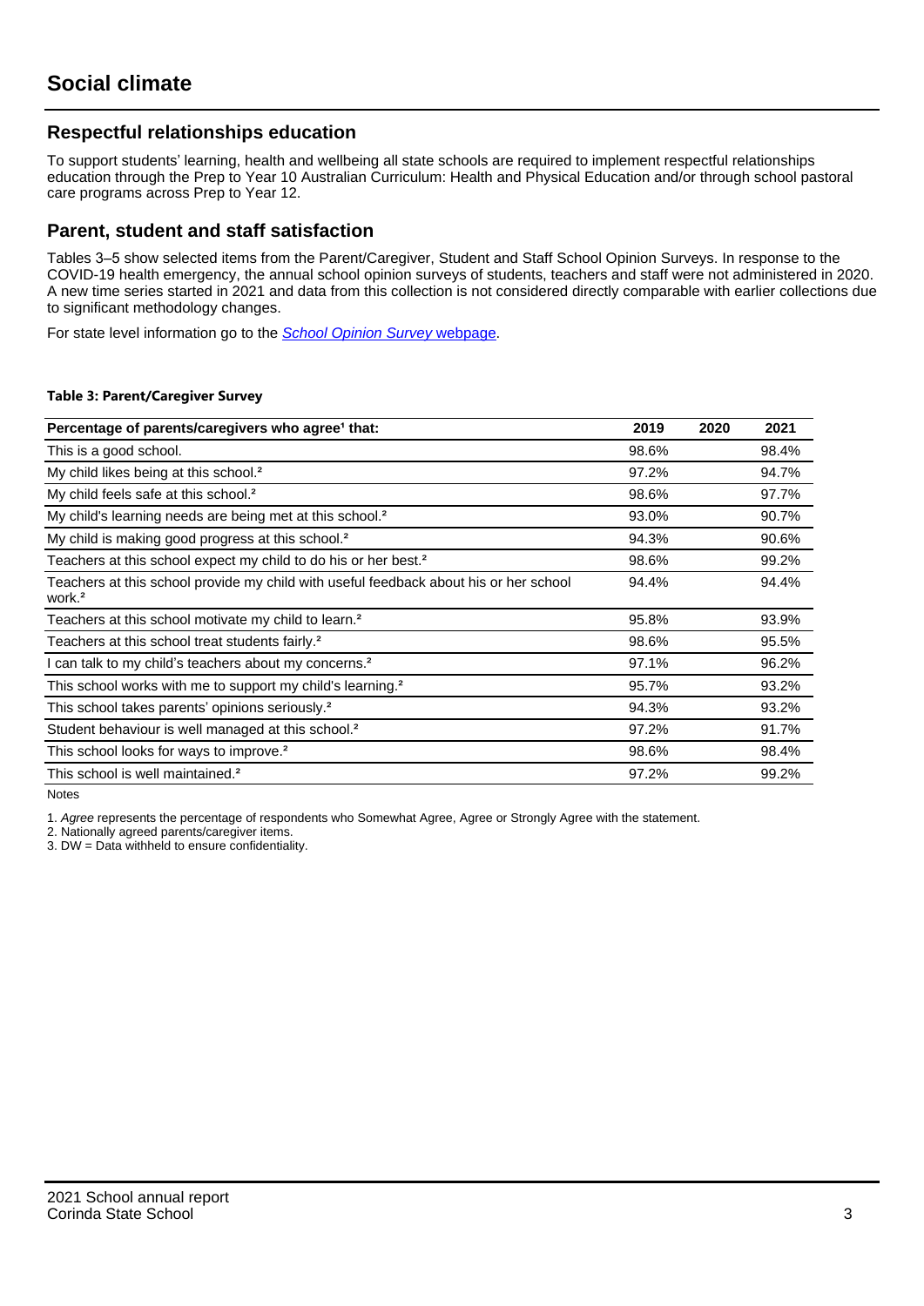# Social climate

## Respectful relationships education

To support students' learning, health and wellbeing all state schools are required to implement respectful relationships education through the Prep to Year 10 Australian Curriculum: Health and Physical Education and/or through school pastoral care programs across Prep to Year 12.

## Parent, student and staff satisfaction

Tables 3–5 show selected items from the Parent/Caregiver, Student and Staff School Opinion Surveys. In response to the COVID-19 health emergency, the annual school opinion surveys of students, teachers and staff were not administered in 2020. A new time series started in 2021 and data from this collection is not considered directly comparable with earlier collections due to significant methodology changes.

For state level information go to the *School Opinion Survey* webpage.

**Table 3: Parent/Caregiver Survey**

| Percentage of parents/caregivers who agree[1] that: | 2019 | 2020 | 2021 |
|---|---|---|---|
| This is a good school. | 98.6% | | 98.4% |
| My child likes being at this school.[2] | 97.2% | | 94.7% |
| My child feels safe at this school.[2] | 98.6% | | 97.7% |
| My child's learning needs are being met at this school.[2] | 93.0% | | 90.7% |
| My child is making good progress at this school.[2] | 94.3% | | 90.6% |
| Teachers at this school expect my child to do his or her best.[2] | 98.6% | | 99.2% |
| Teachers at this school provide my child with useful feedback about his or her school work.[2] | 94.4% | | 94.4% |
| Teachers at this school motivate my child to learn.[2] | 95.8% | | 93.9% |
| Teachers at this school treat students fairly.[2] | 98.6% | | 95.5% |
| I can talk to my child's teachers about my concerns.[2] | 97.1% | | 96.2% |
| This school works with me to support my child's learning.[2] | 95.7% | | 93.2% |
| This school takes parents' opinions seriously.[2] | 94.3% | | 93.2% |
| Student behaviour is well managed at this school.[2] | 97.2% | | 91.7% |
| This school looks for ways to improve.[2] | 98.6% | | 98.4% |
| This school is well maintained.[2] | 97.2% | | 99.2% |

Notes

1. *Agree* represents the percentage of respondents who Somewhat Agree, Agree or Strongly Agree with the statement.
2. Nationally agreed parents/caregiver items.
3. DW = Data withheld to ensure confidentiality.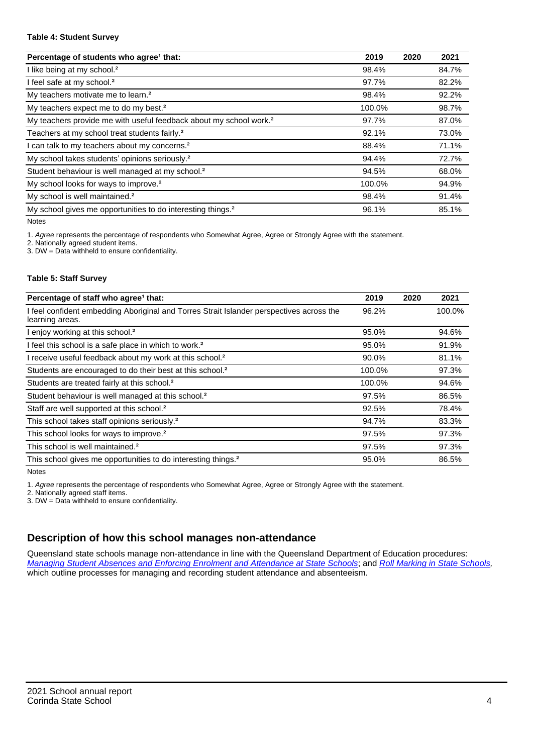**Table 4: Student Survey**

| Percentage of students who agree[1] that: | 2019 | 2020 | 2021 |
|---|---|---|---|
| I like being at my school.[2] | 98.4% | | 84.7% |
| I feel safe at my school.[2] | 97.7% | | 82.2% |
| My teachers motivate me to learn.[2] | 98.4% | | 92.2% |
| My teachers expect me to do my best.[2] | 100.0% | | 98.7% |
| My teachers provide me with useful feedback about my school work.[2] | 97.7% | | 87.0% |
| Teachers at my school treat students fairly.[2] | 92.1% | | 73.0% |
| I can talk to my teachers about my concerns.[2] | 88.4% | | 71.1% |
| My school takes students' opinions seriously.[2] | 94.4% | | 72.7% |
| Student behaviour is well managed at my school.[2] | 94.5% | | 68.0% |
| My school looks for ways to improve.[2] | 100.0% | | 94.9% |
| My school is well maintained.[2] | 98.4% | | 91.4% |
| My school gives me opportunities to do interesting things.[2] | 96.1% | | 85.1% |

Notes

1. *Agree* represents the percentage of respondents who Somewhat Agree, Agree or Strongly Agree with the statement.
2. Nationally agreed student items.
3. DW = Data withheld to ensure confidentiality.

**Table 5: Staff Survey**

| Percentage of staff who agree[1] that: | 2019 | 2020 | 2021 |
|---|---|---|---|
| I feel confident embedding Aboriginal and Torres Strait Islander perspectives across the learning areas. | 96.2% | | 100.0% |
| I enjoy working at this school.[2] | 95.0% | | 94.6% |
| I feel this school is a safe place in which to work.[2] | 95.0% | | 91.9% |
| I receive useful feedback about my work at this school.[2] | 90.0% | | 81.1% |
| Students are encouraged to do their best at this school.[2] | 100.0% | | 97.3% |
| Students are treated fairly at this school.[2] | 100.0% | | 94.6% |
| Student behaviour is well managed at this school.[2] | 97.5% | | 86.5% |
| Staff are well supported at this school.[2] | 92.5% | | 78.4% |
| This school takes staff opinions seriously.[2] | 94.7% | | 83.3% |
| This school looks for ways to improve.[2] | 97.5% | | 97.3% |
| This school is well maintained.[2] | 97.5% | | 97.3% |
| This school gives me opportunities to do interesting things.[2] | 95.0% | | 86.5% |

Notes

1. *Agree* represents the percentage of respondents who Somewhat Agree, Agree or Strongly Agree with the statement.
2. Nationally agreed staff items.
3. DW = Data withheld to ensure confidentiality.

## Description of how this school manages non-attendance

Queensland state schools manage non-attendance in line with the Queensland Department of Education procedures: *Managing Student Absences and Enforcing Enrolment and Attendance at State Schools*; and *Roll Marking in State Schools*, which outline processes for managing and recording student attendance and absenteeism.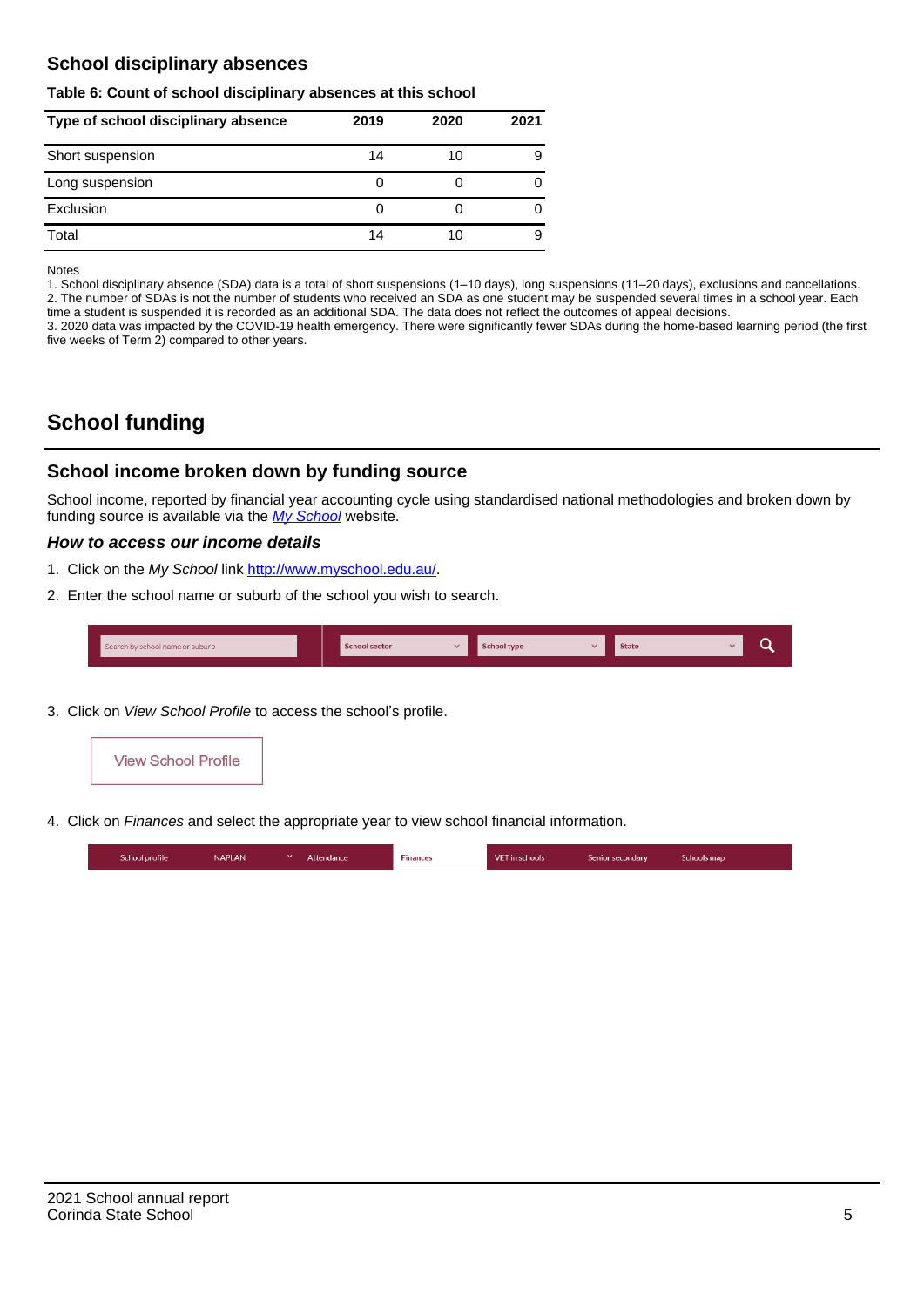## School disciplinary absences

**Table 6: Count of school disciplinary absences at this school**

| Type of school disciplinary absence | 2019 | 2020 | 2021 |
|---|---|---|---|
| Short suspension | 14 | 10 | 9 |
| Long suspension | 0 | 0 | 0 |
| Exclusion | 0 | 0 | 0 |
| Total | 14 | 10 | 9 |

Notes
1. School disciplinary absence (SDA) data is a total of short suspensions (1–10 days), long suspensions (11–20 days), exclusions and cancellations.
2. The number of SDAs is not the number of students who received an SDA as one student may be suspended several times in a school year. Each time a student is suspended it is recorded as an additional SDA. The data does not reflect the outcomes of appeal decisions.
3. 2020 data was impacted by the COVID-19 health emergency. There were significantly fewer SDAs during the home-based learning period (the first five weeks of Term 2) compared to other years.

# School funding

## School income broken down by funding source

School income, reported by financial year accounting cycle using standardised national methodologies and broken down by funding source is available via the *My School* website.

### *How to access our income details*

1. Click on the *My School* link http://www.myschool.edu.au/.
2. Enter the school name or suburb of the school you wish to search.

3. Click on *View School Profile* to access the school's profile.

4. Click on *Finances* and select the appropriate year to view school financial information.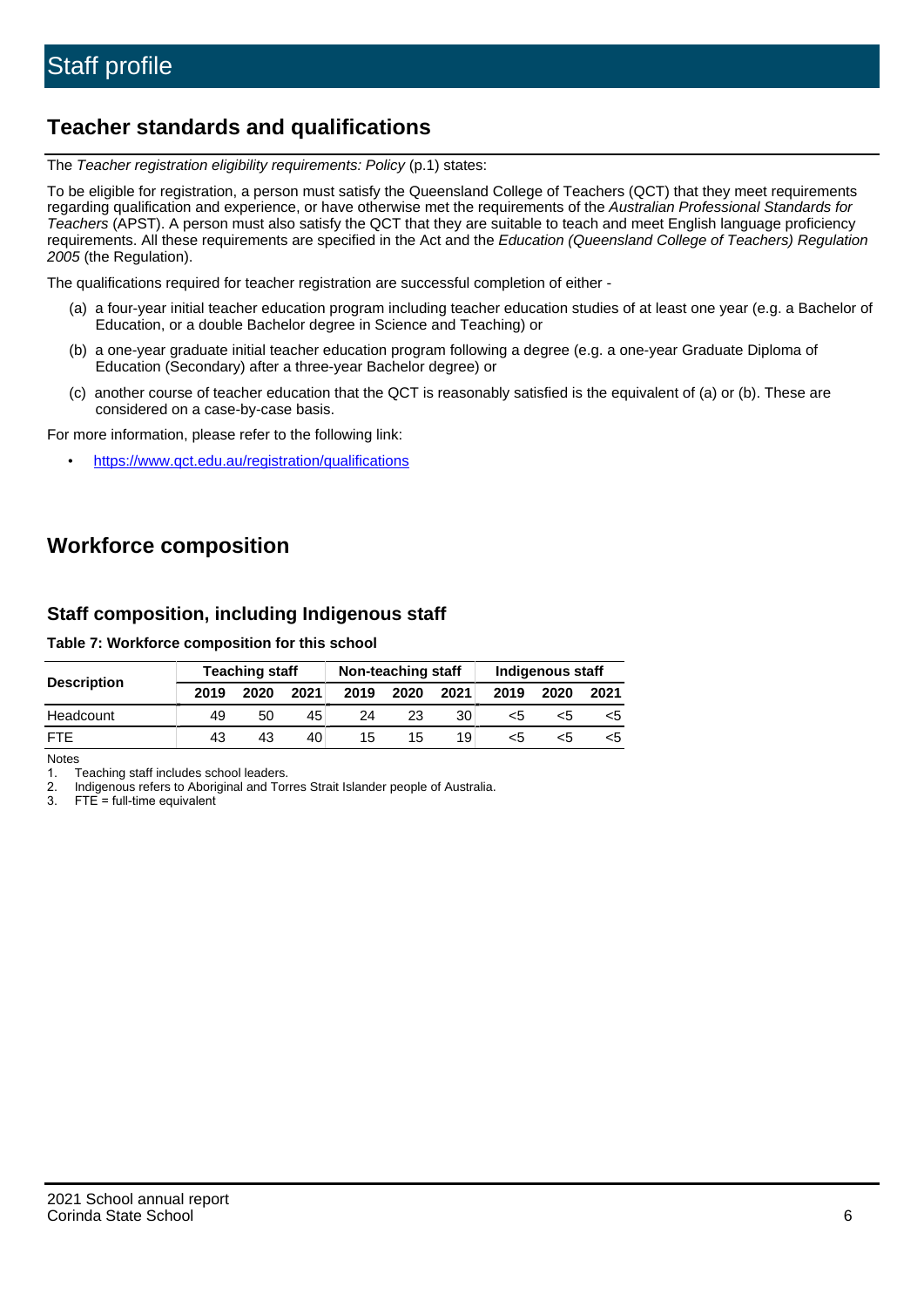# Staff profile

## Teacher standards and qualifications

The *Teacher registration eligibility requirements: Policy* (p.1) states:

To be eligible for registration, a person must satisfy the Queensland College of Teachers (QCT) that they meet requirements regarding qualification and experience, or have otherwise met the requirements of the *Australian Professional Standards for Teachers* (APST). A person must also satisfy the QCT that they are suitable to teach and meet English language proficiency requirements. All these requirements are specified in the Act and the *Education (Queensland College of Teachers) Regulation 2005* (the Regulation).

The qualifications required for teacher registration are successful completion of either -

(a) a four-year initial teacher education program including teacher education studies of at least one year (e.g. a Bachelor of Education, or a double Bachelor degree in Science and Teaching) or

(b) a one-year graduate initial teacher education program following a degree (e.g. a one-year Graduate Diploma of Education (Secondary) after a three-year Bachelor degree) or

(c) another course of teacher education that the QCT is reasonably satisfied is the equivalent of (a) or (b). These are considered on a case-by-case basis.

For more information, please refer to the following link:

- https://www.qct.edu.au/registration/qualifications

## Workforce composition

### Staff composition, including Indigenous staff

**Table 7: Workforce composition for this school**

| Description | Teaching staff | | | Non-teaching staff | | | Indigenous staff | | |
|---|---|---|---|---|---|---|---|---|---|
| | 2019 | 2020 | 2021 | 2019 | 2020 | 2021 | 2019 | 2020 | 2021 |
| Headcount | 49 | 50 | 45 | 24 | 23 | 30 | <5 | <5 | <5 |
| FTE | 43 | 43 | 40 | 15 | 15 | 19 | <5 | <5 | <5 |

Notes

1. Teaching staff includes school leaders.
2. Indigenous refers to Aboriginal and Torres Strait Islander people of Australia.
3. FTE = full-time equivalent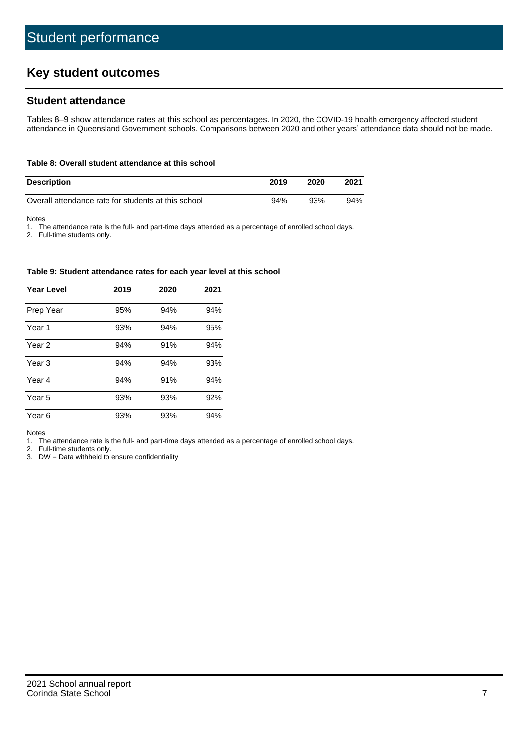# Student performance

## Key student outcomes

### Student attendance

Tables 8–9 show attendance rates at this school as percentages. In 2020, the COVID-19 health emergency affected student attendance in Queensland Government schools. Comparisons between 2020 and other years' attendance data should not be made.

**Table 8: Overall student attendance at this school**

| Description | 2019 | 2020 | 2021 |
|---|---|---|---|
| Overall attendance rate for students at this school | 94% | 93% | 94% |

Notes

1. The attendance rate is the full- and part-time days attended as a percentage of enrolled school days.
2. Full-time students only.

**Table 9: Student attendance rates for each year level at this school**

| Year Level | 2019 | 2020 | 2021 |
|---|---|---|---|
| Prep Year | 95% | 94% | 94% |
| Year 1 | 93% | 94% | 95% |
| Year 2 | 94% | 91% | 94% |
| Year 3 | 94% | 94% | 93% |
| Year 4 | 94% | 91% | 94% |
| Year 5 | 93% | 93% | 92% |
| Year 6 | 93% | 93% | 94% |

Notes

1. The attendance rate is the full- and part-time days attended as a percentage of enrolled school days.
2. Full-time students only.
3. DW = Data withheld to ensure confidentiality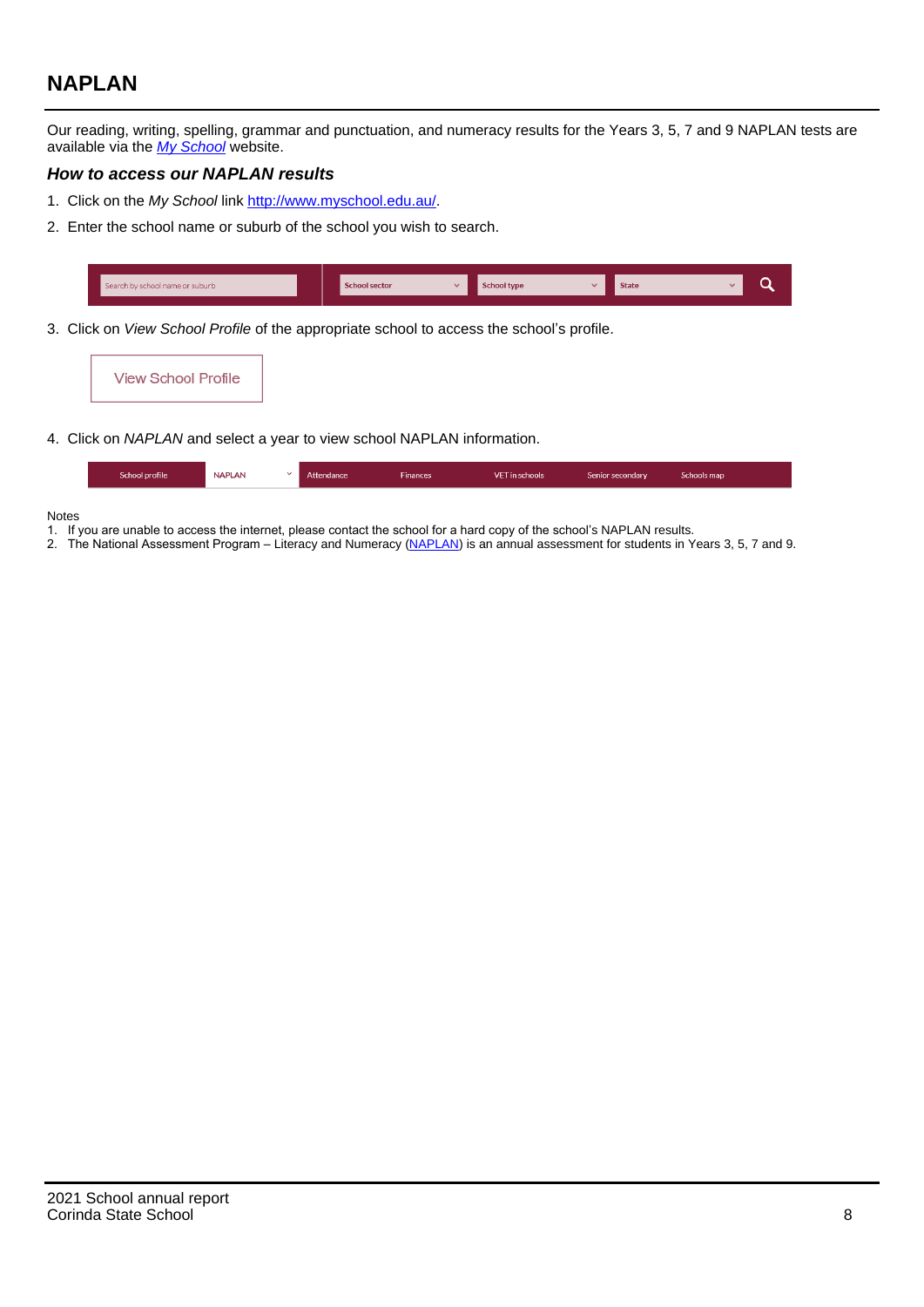## NAPLAN

Our reading, writing, spelling, grammar and punctuation, and numeracy results for the Years 3, 5, 7 and 9 NAPLAN tests are available via the *My School* website.

### *How to access our NAPLAN results*

1. Click on the *My School* link http://www.myschool.edu.au/.
2. Enter the school name or suburb of the school you wish to search.

Search by school name or suburb | School sector | School type | State

3. Click on *View School Profile* of the appropriate school to access the school's profile.

View School Profile

4. Click on *NAPLAN* and select a year to view school NAPLAN information.

School profile | NAPLAN | Attendance | Finances | VET in schools | Senior secondary | Schools map

Notes
1. If you are unable to access the internet, please contact the school for a hard copy of the school's NAPLAN results.
2. The National Assessment Program – Literacy and Numeracy (NAPLAN) is an annual assessment for students in Years 3, 5, 7 and 9.